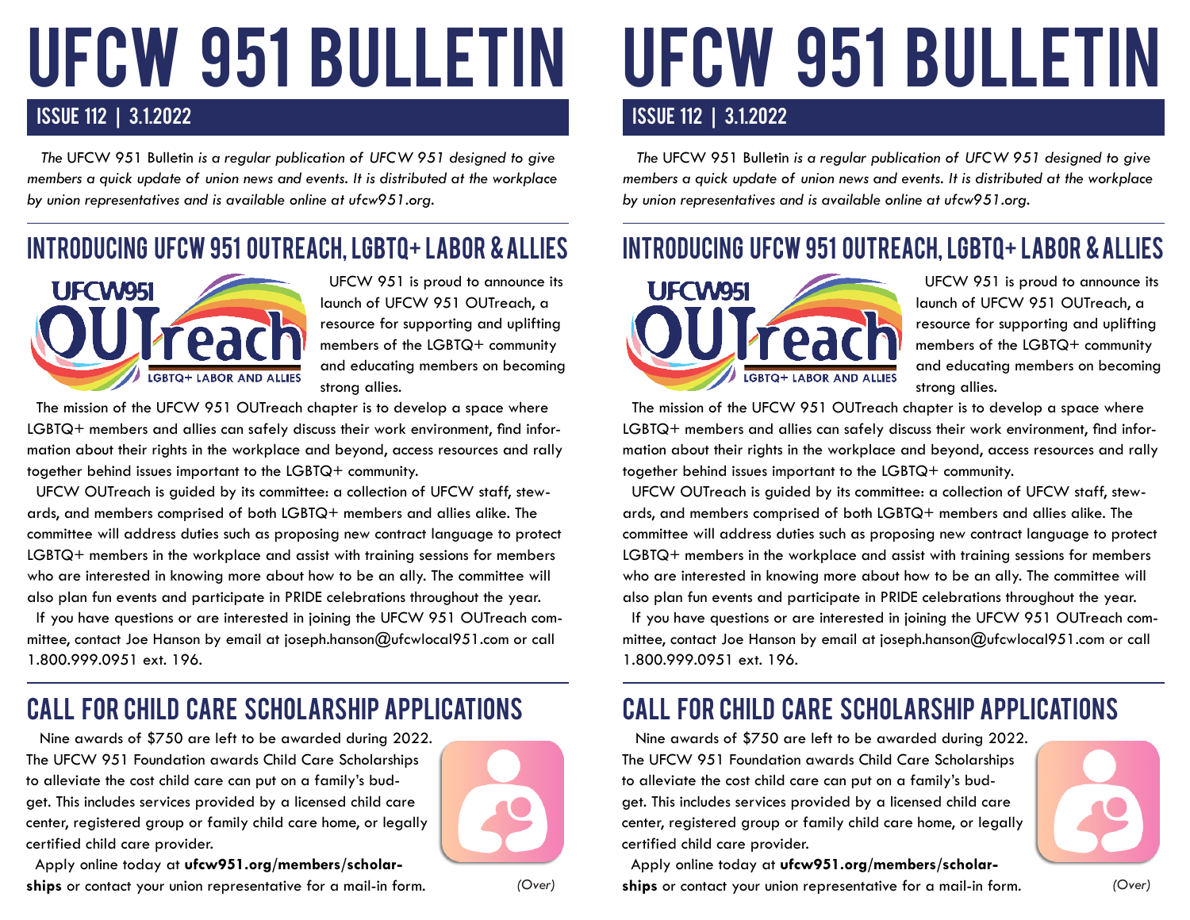# UFCW 951 BULLETIN

## ISSUE 112 | 3.1.2022

*The* UFCW 951 Bulletin *is a regular publication of UFCW 951 designed to give members a quick update of union news and events. It is distributed at the workplace by union representatives and is available online at ufcw951.org.*

## INTRODUCING UFCW 951 OUTREACH, LGBTQ+ LABOR & ALLIES

UFCW 951 is proud to announce its launch of UFCW 951 OUTreach, a resource for supporting and uplifting members of the LGBTQ+ community and educating members on becoming strong allies.

The mission of the UFCW 951 OUTreach chapter is to develop a space where LGBTQ+ members and allies can safely discuss their work environment, find information about their rights in the workplace and beyond, access resources and rally together behind issues important to the LGBTQ+ community.

UFCW OUTreach is guided by its committee: a collection of UFCW staff, stewards, and members comprised of both LGBTQ+ members and allies alike. The committee will address duties such as proposing new contract language to protect LGBTQ+ members in the workplace and assist with training sessions for members who are interested in knowing more about how to be an ally. The committee will also plan fun events and participate in PRIDE celebrations throughout the year.

If you have questions or are interested in joining the UFCW 951 OUTreach committee, contact Joe Hanson by email at joseph.hanson@ufcwlocal951.com or call 1.800.999.0951 ext. 196.

## CALL FOR CHILD CARE SCHOLARSHIP APPLICATIONS

Nine awards of $750 are left to be awarded during 2022. The UFCW 951 Foundation awards Child Care Scholarships to alleviate the cost child care can put on a family's budget. This includes services provided by a licensed child care center, registered group or family child care home, or legally certified child care provider.

Apply online today at **ufcw951.org/members/scholarships** or contact your union representative for a mail-in form.

*(Over)*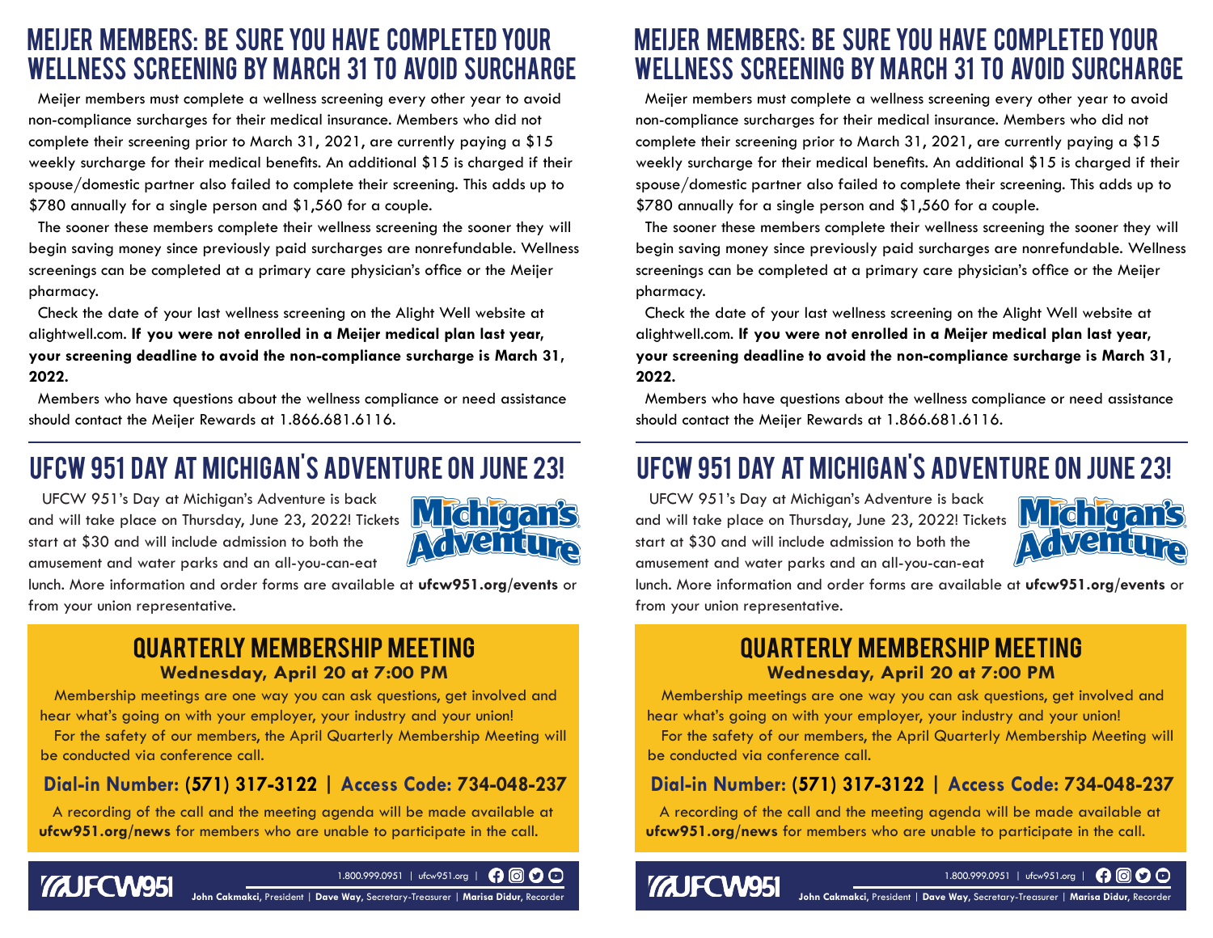# MEIJER MEMBERS: BE SURE YOU HAVE COMPLETED YOUR WELLNESS SCREENING BY MARCH 31 TO AVOID SURCHARGE

Meijer members must complete a wellness screening every other year to avoid non-compliance surcharges for their medical insurance. Members who did not complete their screening prior to March 31, 2021, are currently paying a $15 weekly surcharge for their medical benefits. An additional $15 is charged if their spouse/domestic partner also failed to complete their screening. This adds up to $780 annually for a single person and $1,560 for a couple.

The sooner these members complete their wellness screening the sooner they will begin saving money since previously paid surcharges are nonrefundable. Wellness screenings can be completed at a primary care physician's office or the Meijer pharmacy.

Check the date of your last wellness screening on the Alight Well website at alightwell.com. **If you were not enrolled in a Meijer medical plan last year, your screening deadline to avoid the non-compliance surcharge is March 31, 2022.**

Members who have questions about the wellness compliance or need assistance should contact the Meijer Rewards at 1.866.681.6116.

# UFCW 951 DAY AT MICHIGAN'S ADVENTURE ON JUNE 23!

Michigan's Adventure

UFCW 951's Day at Michigan's Adventure is back and will take place on Thursday, June 23, 2022! Tickets start at $30 and will include admission to both the amusement and water parks and an all-you-can-eat lunch. More information and order forms are available at **ufcw951.org/events** or from your union representative.

## QUARTERLY MEMBERSHIP MEETING

**Wednesday, April 20 at 7:00 PM**

Membership meetings are one way you can ask questions, get involved and hear what's going on with your employer, your industry and your union!

For the safety of our members, the April Quarterly Membership Meeting will be conducted via conference call.

**Dial-in Number: (571) 317-3122 | Access Code: 734-048-237**

A recording of the call and the meeting agenda will be made available at **ufcw951.org/news** for members who are unable to participate in the call.

UFCW951

1.800.999.0951 | ufcw951.org |

**John Cakmakci,** President | **Dave Way,** Secretary-Treasurer | **Marisa Didur,** Recorder

# MEIJER MEMBERS: BE SURE YOU HAVE COMPLETED YOUR WELLNESS SCREENING BY MARCH 31 TO AVOID SURCHARGE

Meijer members must complete a wellness screening every other year to avoid non-compliance surcharges for their medical insurance. Members who did not complete their screening prior to March 31, 2021, are currently paying a $15 weekly surcharge for their medical benefits. An additional $15 is charged if their spouse/domestic partner also failed to complete their screening. This adds up to $780 annually for a single person and $1,560 for a couple.

The sooner these members complete their wellness screening the sooner they will begin saving money since previously paid surcharges are nonrefundable. Wellness screenings can be completed at a primary care physician's office or the Meijer pharmacy.

Check the date of your last wellness screening on the Alight Well website at alightwell.com. **If you were not enrolled in a Meijer medical plan last year, your screening deadline to avoid the non-compliance surcharge is March 31, 2022.**

Members who have questions about the wellness compliance or need assistance should contact the Meijer Rewards at 1.866.681.6116.

# UFCW 951 DAY AT MICHIGAN'S ADVENTURE ON JUNE 23!

Michigan's Adventure

UFCW 951's Day at Michigan's Adventure is back and will take place on Thursday, June 23, 2022! Tickets start at $30 and will include admission to both the amusement and water parks and an all-you-can-eat lunch. More information and order forms are available at **ufcw951.org/events** or from your union representative.

## QUARTERLY MEMBERSHIP MEETING

**Wednesday, April 20 at 7:00 PM**

Membership meetings are one way you can ask questions, get involved and hear what's going on with your employer, your industry and your union!

For the safety of our members, the April Quarterly Membership Meeting will be conducted via conference call.

**Dial-in Number: (571) 317-3122 | Access Code: 734-048-237**

A recording of the call and the meeting agenda will be made available at **ufcw951.org/news** for members who are unable to participate in the call.

UFCW951

1.800.999.0951 | ufcw951.org |

**John Cakmakci,** President | **Dave Way,** Secretary-Treasurer | **Marisa Didur,** Recorder